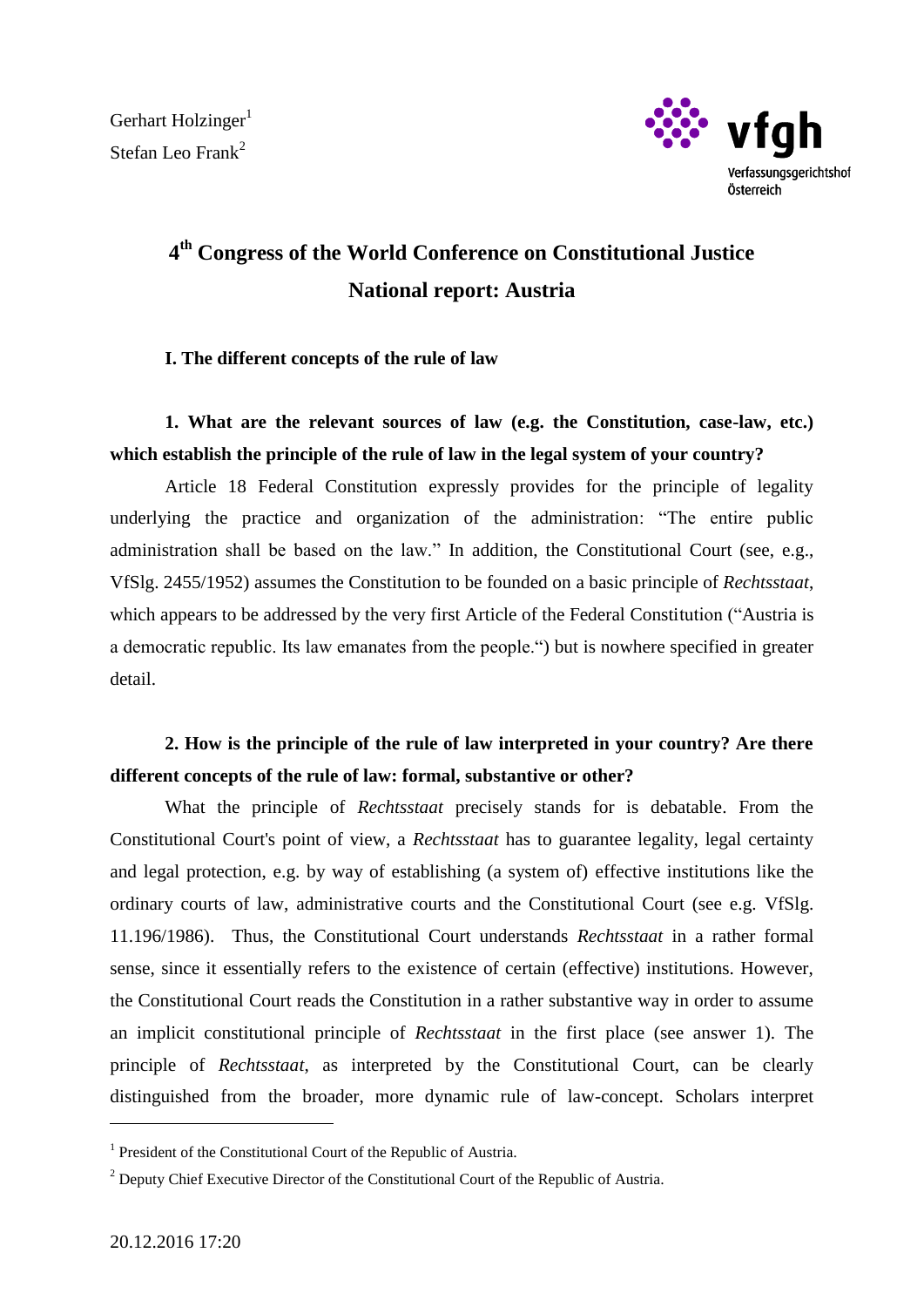Gerhart Holzinger[1]
Stefan Leo Frank[2]

vfgh
Verfassungsgerichtshof
Österreich

# 4th Congress of the World Conference on Constitutional Justice
# National report: Austria

## I. The different concepts of the rule of law

### 1. What are the relevant sources of law (e.g. the Constitution, case-law, etc.) which establish the principle of the rule of law in the legal system of your country?

Article 18 Federal Constitution expressly provides for the principle of legality underlying the practice and organization of the administration: "The entire public administration shall be based on the law." In addition, the Constitutional Court (see, e.g., VfSlg. 2455/1952) assumes the Constitution to be founded on a basic principle of *Rechtsstaat*, which appears to be addressed by the very first Article of the Federal Constitution ("Austria is a democratic republic. Its law emanates from the people.") but is nowhere specified in greater detail.

### 2. How is the principle of the rule of law interpreted in your country? Are there different concepts of the rule of law: formal, substantive or other?

What the principle of *Rechtsstaat* precisely stands for is debatable. From the Constitutional Court's point of view, a *Rechtsstaat* has to guarantee legality, legal certainty and legal protection, e.g. by way of establishing (a system of) effective institutions like the ordinary courts of law, administrative courts and the Constitutional Court (see e.g. VfSlg. 11.196/1986). Thus, the Constitutional Court understands *Rechtsstaat* in a rather formal sense, since it essentially refers to the existence of certain (effective) institutions. However, the Constitutional Court reads the Constitution in a rather substantive way in order to assume an implicit constitutional principle of *Rechtsstaat* in the first place (see answer 1). The principle of *Rechtsstaat*, as interpreted by the Constitutional Court, can be clearly distinguished from the broader, more dynamic rule of law-concept. Scholars interpret

---

[1] President of the Constitutional Court of the Republic of Austria.

[2] Deputy Chief Executive Director of the Constitutional Court of the Republic of Austria.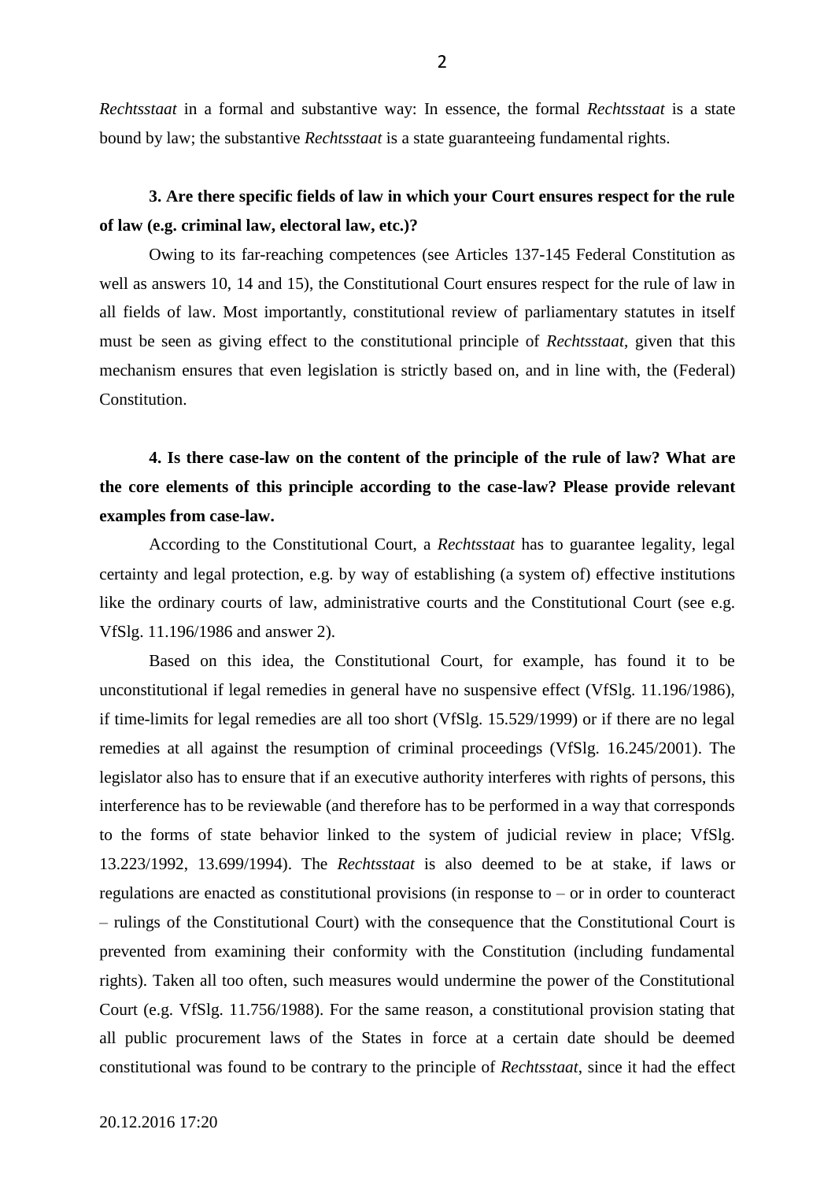*Rechtsstaat* in a formal and substantive way: In essence, the formal *Rechtsstaat* is a state bound by law; the substantive *Rechtsstaat* is a state guaranteeing fundamental rights.

**3. Are there specific fields of law in which your Court ensures respect for the rule of law (e.g. criminal law, electoral law, etc.)?**

Owing to its far-reaching competences (see Articles 137-145 Federal Constitution as well as answers 10, 14 and 15), the Constitutional Court ensures respect for the rule of law in all fields of law. Most importantly, constitutional review of parliamentary statutes in itself must be seen as giving effect to the constitutional principle of *Rechtsstaat*, given that this mechanism ensures that even legislation is strictly based on, and in line with, the (Federal) Constitution.

**4. Is there case-law on the content of the principle of the rule of law? What are the core elements of this principle according to the case-law? Please provide relevant examples from case-law.**

According to the Constitutional Court, a *Rechtsstaat* has to guarantee legality, legal certainty and legal protection, e.g. by way of establishing (a system of) effective institutions like the ordinary courts of law, administrative courts and the Constitutional Court (see e.g. VfSlg. 11.196/1986 and answer 2).

Based on this idea, the Constitutional Court, for example, has found it to be unconstitutional if legal remedies in general have no suspensive effect (VfSlg. 11.196/1986), if time-limits for legal remedies are all too short (VfSlg. 15.529/1999) or if there are no legal remedies at all against the resumption of criminal proceedings (VfSlg. 16.245/2001). The legislator also has to ensure that if an executive authority interferes with rights of persons, this interference has to be reviewable (and therefore has to be performed in a way that corresponds to the forms of state behavior linked to the system of judicial review in place; VfSlg. 13.223/1992, 13.699/1994). The *Rechtsstaat* is also deemed to be at stake, if laws or regulations are enacted as constitutional provisions (in response to – or in order to counteract – rulings of the Constitutional Court) with the consequence that the Constitutional Court is prevented from examining their conformity with the Constitution (including fundamental rights). Taken all too often, such measures would undermine the power of the Constitutional Court (e.g. VfSlg. 11.756/1988). For the same reason, a constitutional provision stating that all public procurement laws of the States in force at a certain date should be deemed constitutional was found to be contrary to the principle of *Rechtsstaat*, since it had the effect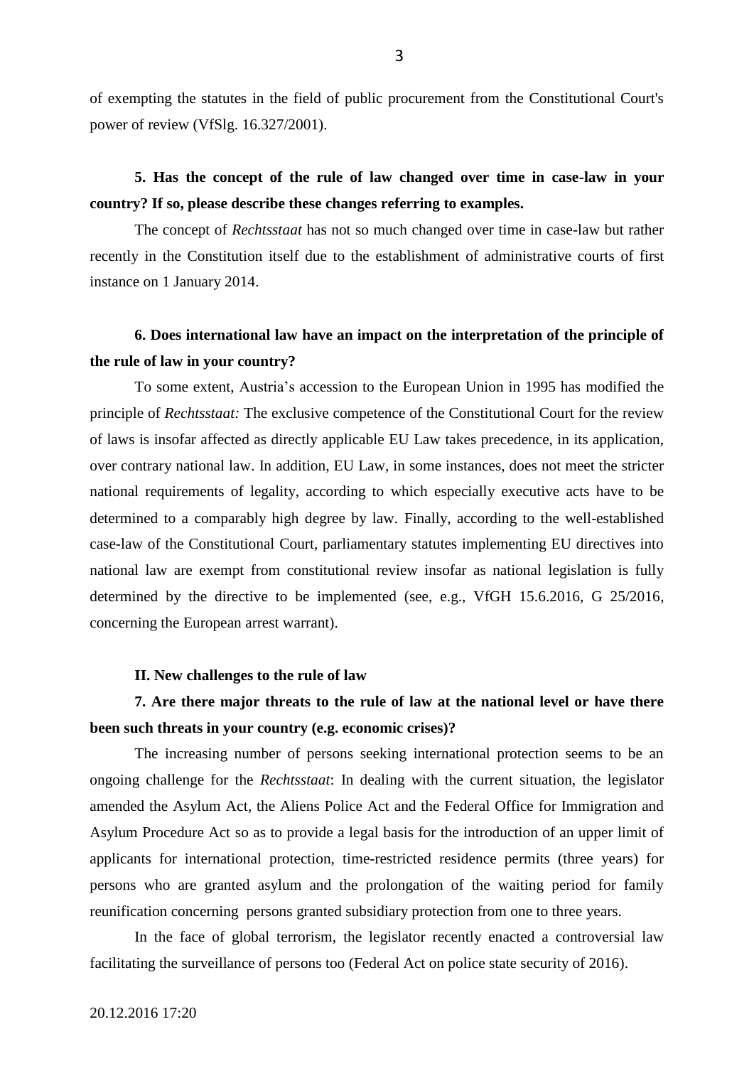of exempting the statutes in the field of public procurement from the Constitutional Court's power of review (VfSlg. 16.327/2001).

**5. Has the concept of the rule of law changed over time in case-law in your country? If so, please describe these changes referring to examples.**

The concept of *Rechtsstaat* has not so much changed over time in case-law but rather recently in the Constitution itself due to the establishment of administrative courts of first instance on 1 January 2014.

**6. Does international law have an impact on the interpretation of the principle of the rule of law in your country?**

To some extent, Austria's accession to the European Union in 1995 has modified the principle of *Rechtsstaat:* The exclusive competence of the Constitutional Court for the review of laws is insofar affected as directly applicable EU Law takes precedence, in its application, over contrary national law. In addition, EU Law, in some instances, does not meet the stricter national requirements of legality, according to which especially executive acts have to be determined to a comparably high degree by law. Finally, according to the well-established case-law of the Constitutional Court, parliamentary statutes implementing EU directives into national law are exempt from constitutional review insofar as national legislation is fully determined by the directive to be implemented (see, e.g., VfGH 15.6.2016, G 25/2016, concerning the European arrest warrant).

## II. New challenges to the rule of law

**7. Are there major threats to the rule of law at the national level or have there been such threats in your country (e.g. economic crises)?**

The increasing number of persons seeking international protection seems to be an ongoing challenge for the *Rechtsstaat*: In dealing with the current situation, the legislator amended the Asylum Act, the Aliens Police Act and the Federal Office for Immigration and Asylum Procedure Act so as to provide a legal basis for the introduction of an upper limit of applicants for international protection, time-restricted residence permits (three years) for persons who are granted asylum and the prolongation of the waiting period for family reunification concerning persons granted subsidiary protection from one to three years.

In the face of global terrorism, the legislator recently enacted a controversial law facilitating the surveillance of persons too (Federal Act on police state security of 2016).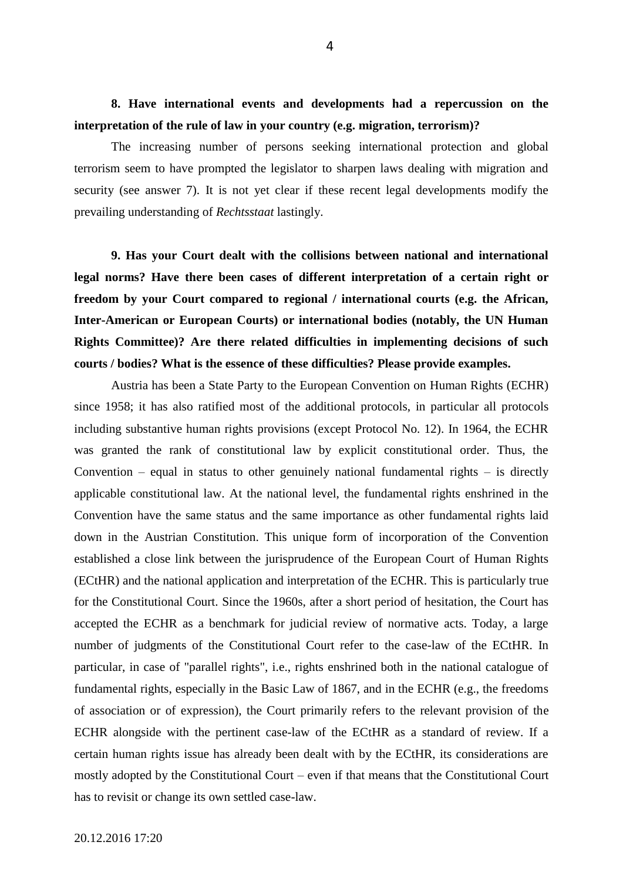**8. Have international events and developments had a repercussion on the interpretation of the rule of law in your country (e.g. migration, terrorism)?**

The increasing number of persons seeking international protection and global terrorism seem to have prompted the legislator to sharpen laws dealing with migration and security (see answer 7). It is not yet clear if these recent legal developments modify the prevailing understanding of *Rechtsstaat* lastingly.

**9. Has your Court dealt with the collisions between national and international legal norms? Have there been cases of different interpretation of a certain right or freedom by your Court compared to regional / international courts (e.g. the African, Inter-American or European Courts) or international bodies (notably, the UN Human Rights Committee)? Are there related difficulties in implementing decisions of such courts / bodies? What is the essence of these difficulties? Please provide examples.**

Austria has been a State Party to the European Convention on Human Rights (ECHR) since 1958; it has also ratified most of the additional protocols, in particular all protocols including substantive human rights provisions (except Protocol No. 12). In 1964, the ECHR was granted the rank of constitutional law by explicit constitutional order. Thus, the Convention – equal in status to other genuinely national fundamental rights – is directly applicable constitutional law. At the national level, the fundamental rights enshrined in the Convention have the same status and the same importance as other fundamental rights laid down in the Austrian Constitution. This unique form of incorporation of the Convention established a close link between the jurisprudence of the European Court of Human Rights (ECtHR) and the national application and interpretation of the ECHR. This is particularly true for the Constitutional Court. Since the 1960s, after a short period of hesitation, the Court has accepted the ECHR as a benchmark for judicial review of normative acts. Today, a large number of judgments of the Constitutional Court refer to the case-law of the ECtHR. In particular, in case of "parallel rights", i.e., rights enshrined both in the national catalogue of fundamental rights, especially in the Basic Law of 1867, and in the ECHR (e.g., the freedoms of association or of expression), the Court primarily refers to the relevant provision of the ECHR alongside with the pertinent case-law of the ECtHR as a standard of review. If a certain human rights issue has already been dealt with by the ECtHR, its considerations are mostly adopted by the Constitutional Court – even if that means that the Constitutional Court has to revisit or change its own settled case-law.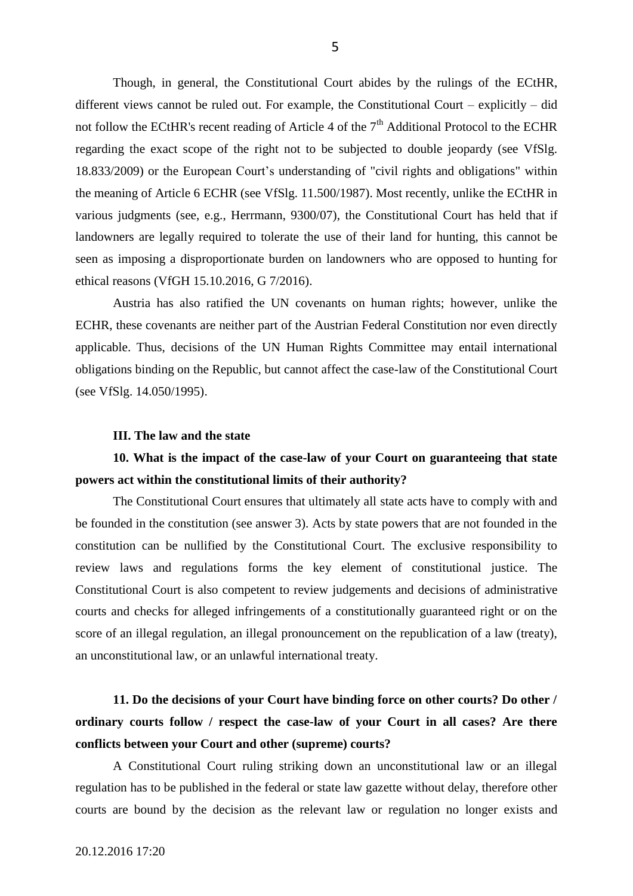Though, in general, the Constitutional Court abides by the rulings of the ECtHR, different views cannot be ruled out. For example, the Constitutional Court – explicitly – did not follow the ECtHR's recent reading of Article 4 of the 7th Additional Protocol to the ECHR regarding the exact scope of the right not to be subjected to double jeopardy (see VfSlg. 18.833/2009) or the European Court's understanding of "civil rights and obligations" within the meaning of Article 6 ECHR (see VfSlg. 11.500/1987). Most recently, unlike the ECtHR in various judgments (see, e.g., Herrmann, 9300/07), the Constitutional Court has held that if landowners are legally required to tolerate the use of their land for hunting, this cannot be seen as imposing a disproportionate burden on landowners who are opposed to hunting for ethical reasons (VfGH 15.10.2016, G 7/2016).

Austria has also ratified the UN covenants on human rights; however, unlike the ECHR, these covenants are neither part of the Austrian Federal Constitution nor even directly applicable. Thus, decisions of the UN Human Rights Committee may entail international obligations binding on the Republic, but cannot affect the case-law of the Constitutional Court (see VfSlg. 14.050/1995).

## III. The law and the state

### 10. What is the impact of the case-law of your Court on guaranteeing that state powers act within the constitutional limits of their authority?

The Constitutional Court ensures that ultimately all state acts have to comply with and be founded in the constitution (see answer 3). Acts by state powers that are not founded in the constitution can be nullified by the Constitutional Court. The exclusive responsibility to review laws and regulations forms the key element of constitutional justice. The Constitutional Court is also competent to review judgements and decisions of administrative courts and checks for alleged infringements of a constitutionally guaranteed right or on the score of an illegal regulation, an illegal pronouncement on the republication of a law (treaty), an unconstitutional law, or an unlawful international treaty.

### 11. Do the decisions of your Court have binding force on other courts? Do other / ordinary courts follow / respect the case-law of your Court in all cases? Are there conflicts between your Court and other (supreme) courts?

A Constitutional Court ruling striking down an unconstitutional law or an illegal regulation has to be published in the federal or state law gazette without delay, therefore other courts are bound by the decision as the relevant law or regulation no longer exists and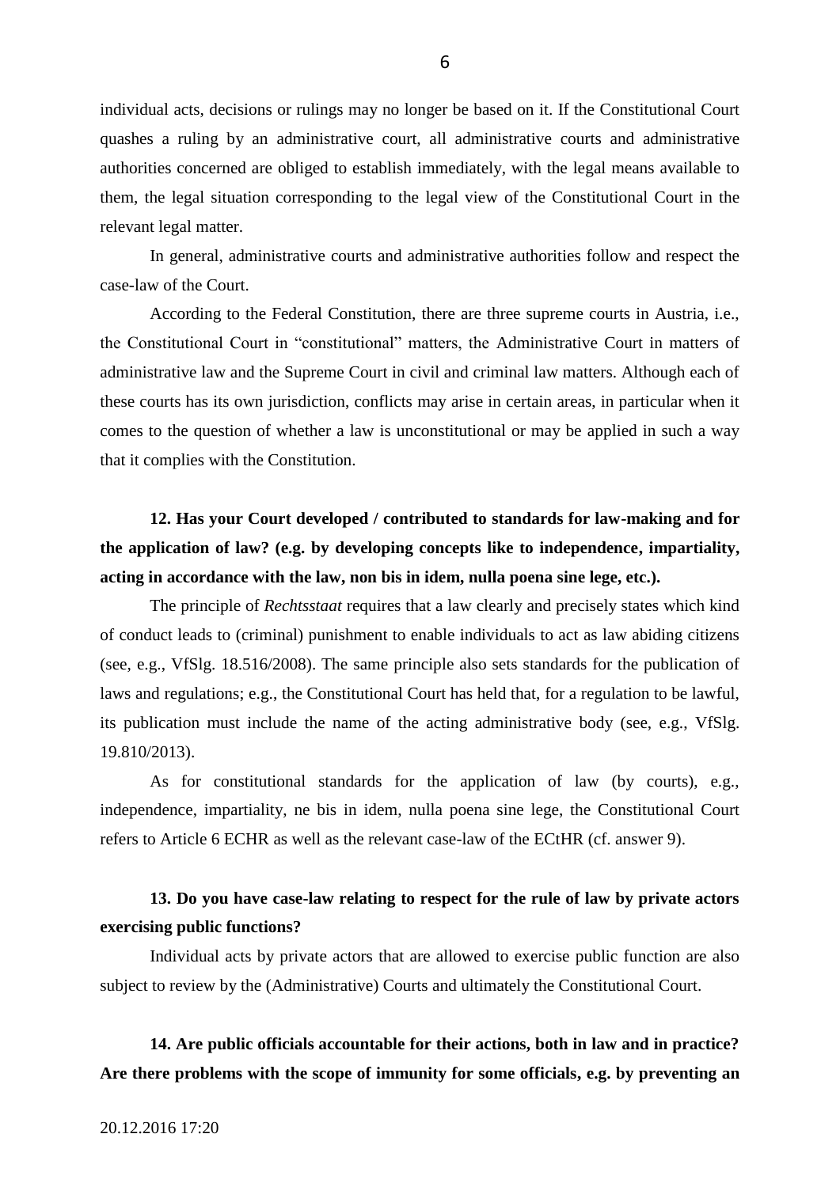individual acts, decisions or rulings may no longer be based on it. If the Constitutional Court quashes a ruling by an administrative court, all administrative courts and administrative authorities concerned are obliged to establish immediately, with the legal means available to them, the legal situation corresponding to the legal view of the Constitutional Court in the relevant legal matter.

In general, administrative courts and administrative authorities follow and respect the case-law of the Court.

According to the Federal Constitution, there are three supreme courts in Austria, i.e., the Constitutional Court in "constitutional" matters, the Administrative Court in matters of administrative law and the Supreme Court in civil and criminal law matters. Although each of these courts has its own jurisdiction, conflicts may arise in certain areas, in particular when it comes to the question of whether a law is unconstitutional or may be applied in such a way that it complies with the Constitution.

**12. Has your Court developed / contributed to standards for law-making and for the application of law? (e.g. by developing concepts like to independence, impartiality, acting in accordance with the law, non bis in idem, nulla poena sine lege, etc.).**

The principle of *Rechtsstaat* requires that a law clearly and precisely states which kind of conduct leads to (criminal) punishment to enable individuals to act as law abiding citizens (see, e.g., VfSlg. 18.516/2008). The same principle also sets standards for the publication of laws and regulations; e.g., the Constitutional Court has held that, for a regulation to be lawful, its publication must include the name of the acting administrative body (see, e.g., VfSlg. 19.810/2013).

As for constitutional standards for the application of law (by courts), e.g., independence, impartiality, ne bis in idem, nulla poena sine lege, the Constitutional Court refers to Article 6 ECHR as well as the relevant case-law of the ECtHR (cf. answer 9).

**13. Do you have case-law relating to respect for the rule of law by private actors exercising public functions?**

Individual acts by private actors that are allowed to exercise public function are also subject to review by the (Administrative) Courts and ultimately the Constitutional Court.

**14. Are public officials accountable for their actions, both in law and in practice? Are there problems with the scope of immunity for some officials, e.g. by preventing an**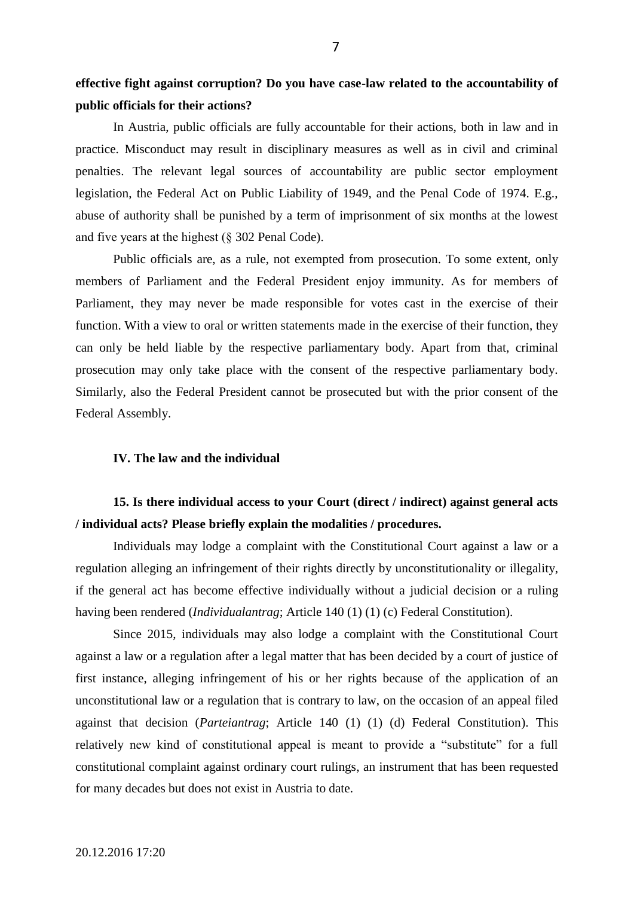**effective fight against corruption? Do you have case-law related to the accountability of public officials for their actions?**

In Austria, public officials are fully accountable for their actions, both in law and in practice. Misconduct may result in disciplinary measures as well as in civil and criminal penalties. The relevant legal sources of accountability are public sector employment legislation, the Federal Act on Public Liability of 1949, and the Penal Code of 1974. E.g., abuse of authority shall be punished by a term of imprisonment of six months at the lowest and five years at the highest (§ 302 Penal Code).

Public officials are, as a rule, not exempted from prosecution. To some extent, only members of Parliament and the Federal President enjoy immunity. As for members of Parliament, they may never be made responsible for votes cast in the exercise of their function. With a view to oral or written statements made in the exercise of their function, they can only be held liable by the respective parliamentary body. Apart from that, criminal prosecution may only take place with the consent of the respective parliamentary body. Similarly, also the Federal President cannot be prosecuted but with the prior consent of the Federal Assembly.

## IV. The law and the individual

### 15. Is there individual access to your Court (direct / indirect) against general acts / individual acts? Please briefly explain the modalities / procedures.

Individuals may lodge a complaint with the Constitutional Court against a law or a regulation alleging an infringement of their rights directly by unconstitutionality or illegality, if the general act has become effective individually without a judicial decision or a ruling having been rendered (*Individualantrag*; Article 140 (1) (1) (c) Federal Constitution).

Since 2015, individuals may also lodge a complaint with the Constitutional Court against a law or a regulation after a legal matter that has been decided by a court of justice of first instance, alleging infringement of his or her rights because of the application of an unconstitutional law or a regulation that is contrary to law, on the occasion of an appeal filed against that decision (*Parteiantrag*; Article 140 (1) (1) (d) Federal Constitution). This relatively new kind of constitutional appeal is meant to provide a "substitute" for a full constitutional complaint against ordinary court rulings, an instrument that has been requested for many decades but does not exist in Austria to date.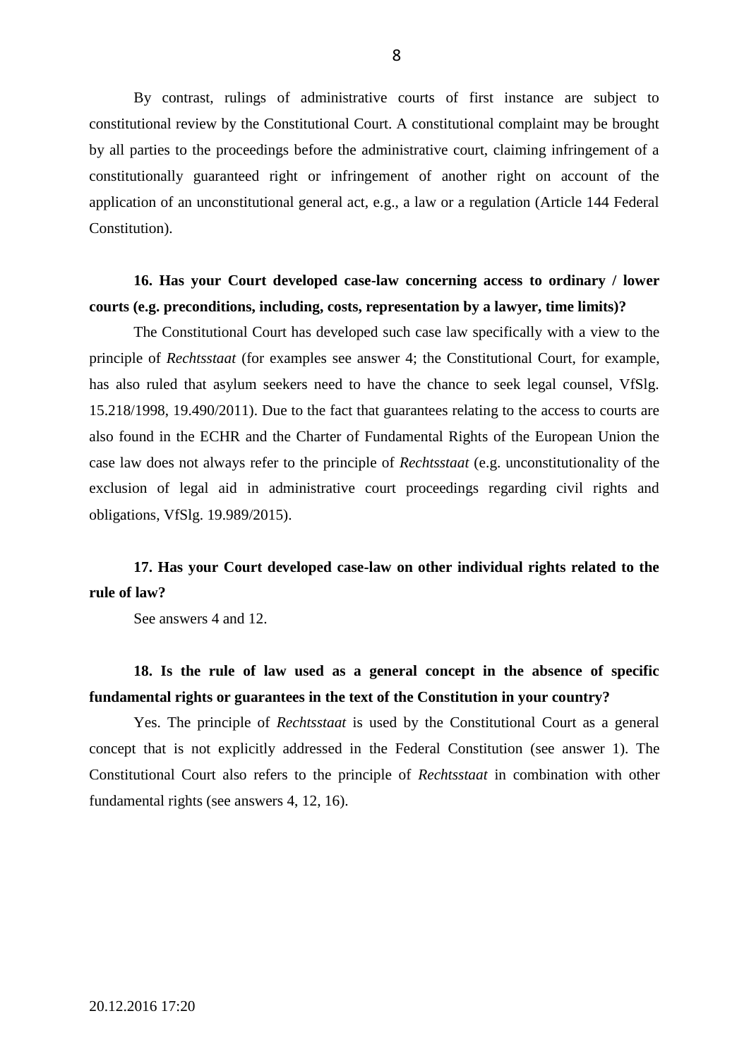By contrast, rulings of administrative courts of first instance are subject to constitutional review by the Constitutional Court. A constitutional complaint may be brought by all parties to the proceedings before the administrative court, claiming infringement of a constitutionally guaranteed right or infringement of another right on account of the application of an unconstitutional general act, e.g., a law or a regulation (Article 144 Federal Constitution).

**16. Has your Court developed case-law concerning access to ordinary / lower courts (e.g. preconditions, including, costs, representation by a lawyer, time limits)?**

The Constitutional Court has developed such case law specifically with a view to the principle of *Rechtsstaat* (for examples see answer 4; the Constitutional Court, for example, has also ruled that asylum seekers need to have the chance to seek legal counsel, VfSlg. 15.218/1998, 19.490/2011). Due to the fact that guarantees relating to the access to courts are also found in the ECHR and the Charter of Fundamental Rights of the European Union the case law does not always refer to the principle of *Rechtsstaat* (e.g. unconstitutionality of the exclusion of legal aid in administrative court proceedings regarding civil rights and obligations, VfSlg. 19.989/2015).

**17. Has your Court developed case-law on other individual rights related to the rule of law?**

See answers 4 and 12.

**18. Is the rule of law used as a general concept in the absence of specific fundamental rights or guarantees in the text of the Constitution in your country?**

Yes. The principle of *Rechtsstaat* is used by the Constitutional Court as a general concept that is not explicitly addressed in the Federal Constitution (see answer 1). The Constitutional Court also refers to the principle of *Rechtsstaat* in combination with other fundamental rights (see answers 4, 12, 16).